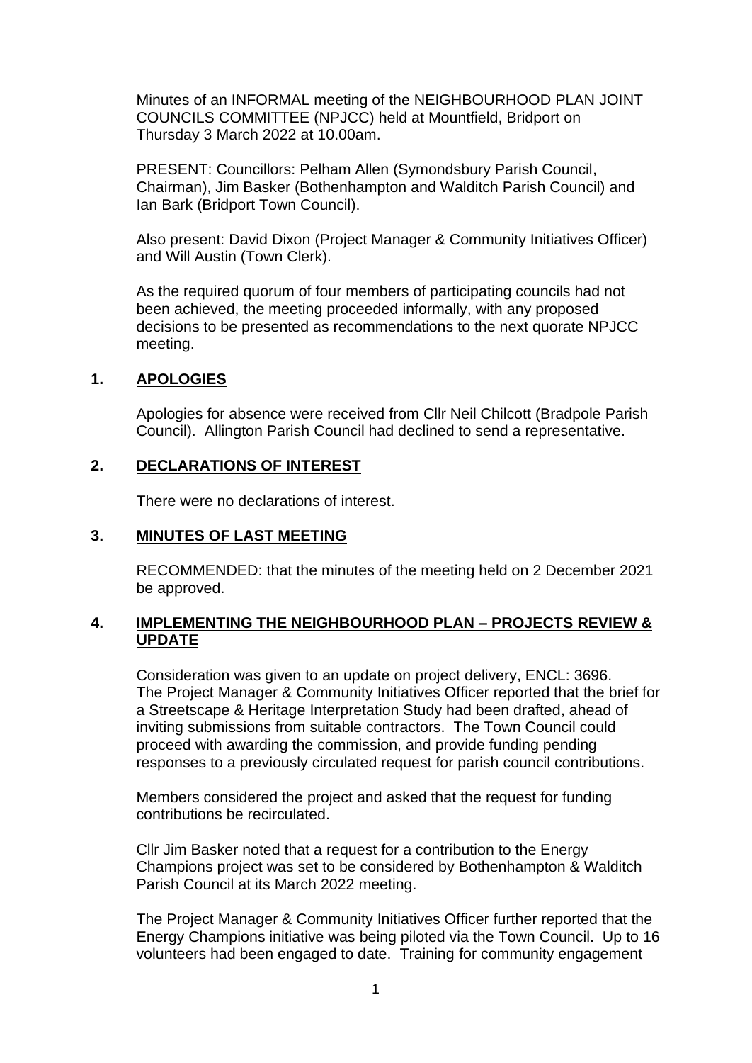Minutes of an INFORMAL meeting of the NEIGHBOURHOOD PLAN JOINT COUNCILS COMMITTEE (NPJCC) held at Mountfield, Bridport on Thursday 3 March 2022 at 10.00am.

PRESENT: Councillors: Pelham Allen (Symondsbury Parish Council, Chairman), Jim Basker (Bothenhampton and Walditch Parish Council) and Ian Bark (Bridport Town Council).

Also present: David Dixon (Project Manager & Community Initiatives Officer) and Will Austin (Town Clerk).

As the required quorum of four members of participating councils had not been achieved, the meeting proceeded informally, with any proposed decisions to be presented as recommendations to the next quorate NPJCC meeting.

## 1. APOLOGIES

Apologies for absence were received from Cllr Neil Chilcott (Bradpole Parish Council). Allington Parish Council had declined to send a representative.

## 2. DECLARATIONS OF INTEREST

There were no declarations of interest.

## 3. MINUTES OF LAST MEETING

RECOMMENDED: that the minutes of the meeting held on 2 December 2021 be approved.

## 4. IMPLEMENTING THE NEIGHBOURHOOD PLAN – PROJECTS REVIEW & UPDATE

Consideration was given to an update on project delivery, ENCL: 3696. The Project Manager & Community Initiatives Officer reported that the brief for a Streetscape & Heritage Interpretation Study had been drafted, ahead of inviting submissions from suitable contractors. The Town Council could proceed with awarding the commission, and provide funding pending responses to a previously circulated request for parish council contributions.

Members considered the project and asked that the request for funding contributions be recirculated.

Cllr Jim Basker noted that a request for a contribution to the Energy Champions project was set to be considered by Bothenhampton & Walditch Parish Council at its March 2022 meeting.

The Project Manager & Community Initiatives Officer further reported that the Energy Champions initiative was being piloted via the Town Council. Up to 16 volunteers had been engaged to date. Training for community engagement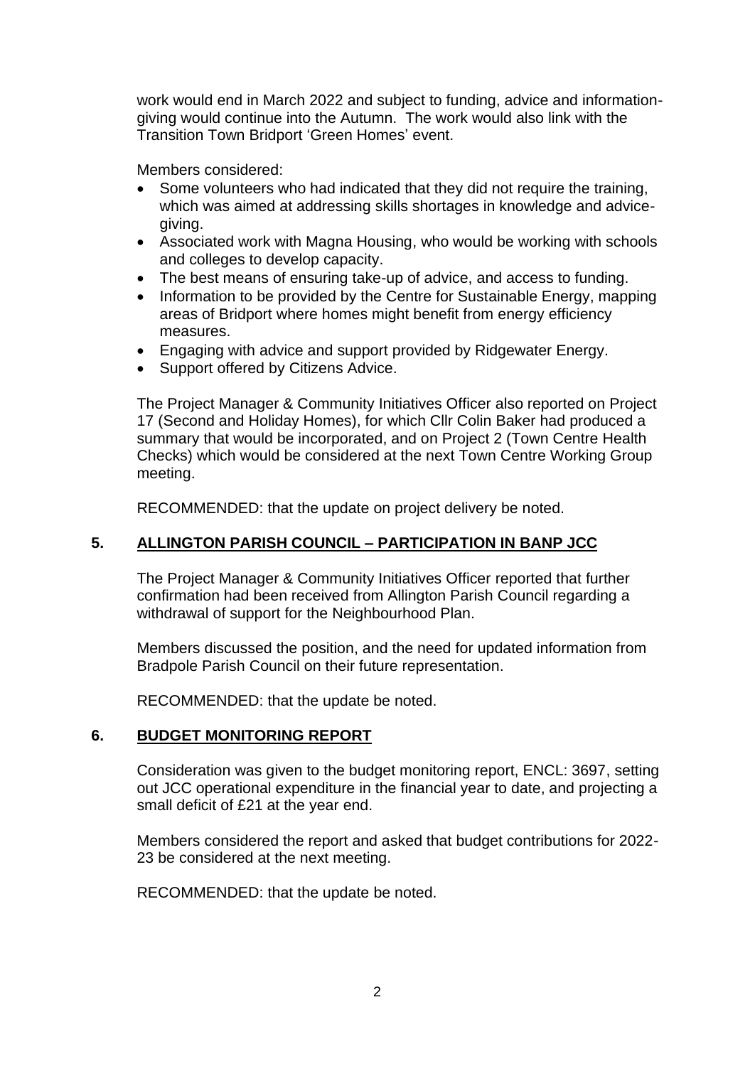work would end in March 2022 and subject to funding, advice and information-giving would continue into the Autumn. The work would also link with the Transition Town Bridport 'Green Homes' event.

Members considered:

- Some volunteers who had indicated that they did not require the training, which was aimed at addressing skills shortages in knowledge and advice-giving.
- Associated work with Magna Housing, who would be working with schools and colleges to develop capacity.
- The best means of ensuring take-up of advice, and access to funding.
- Information to be provided by the Centre for Sustainable Energy, mapping areas of Bridport where homes might benefit from energy efficiency measures.
- Engaging with advice and support provided by Ridgewater Energy.
- Support offered by Citizens Advice.

The Project Manager & Community Initiatives Officer also reported on Project 17 (Second and Holiday Homes), for which Cllr Colin Baker had produced a summary that would be incorporated, and on Project 2 (Town Centre Health Checks) which would be considered at the next Town Centre Working Group meeting.

RECOMMENDED: that the update on project delivery be noted.

## 5. ALLINGTON PARISH COUNCIL – PARTICIPATION IN BANP JCC

The Project Manager & Community Initiatives Officer reported that further confirmation had been received from Allington Parish Council regarding a withdrawal of support for the Neighbourhood Plan.

Members discussed the position, and the need for updated information from Bradpole Parish Council on their future representation.

RECOMMENDED: that the update be noted.

## 6. BUDGET MONITORING REPORT

Consideration was given to the budget monitoring report, ENCL: 3697, setting out JCC operational expenditure in the financial year to date, and projecting a small deficit of £21 at the year end.

Members considered the report and asked that budget contributions for 2022-23 be considered at the next meeting.

RECOMMENDED: that the update be noted.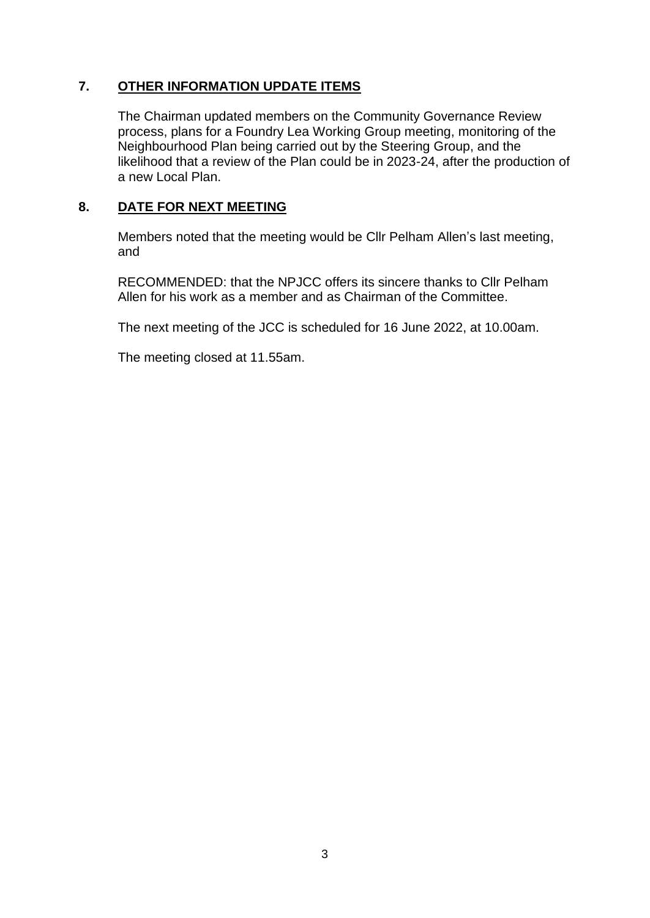## 7. OTHER INFORMATION UPDATE ITEMS

The Chairman updated members on the Community Governance Review process, plans for a Foundry Lea Working Group meeting, monitoring of the Neighbourhood Plan being carried out by the Steering Group, and the likelihood that a review of the Plan could be in 2023-24, after the production of a new Local Plan.

## 8. DATE FOR NEXT MEETING

Members noted that the meeting would be Cllr Pelham Allen's last meeting, and

RECOMMENDED: that the NPJCC offers its sincere thanks to Cllr Pelham Allen for his work as a member and as Chairman of the Committee.

The next meeting of the JCC is scheduled for 16 June 2022, at 10.00am.

The meeting closed at 11.55am.